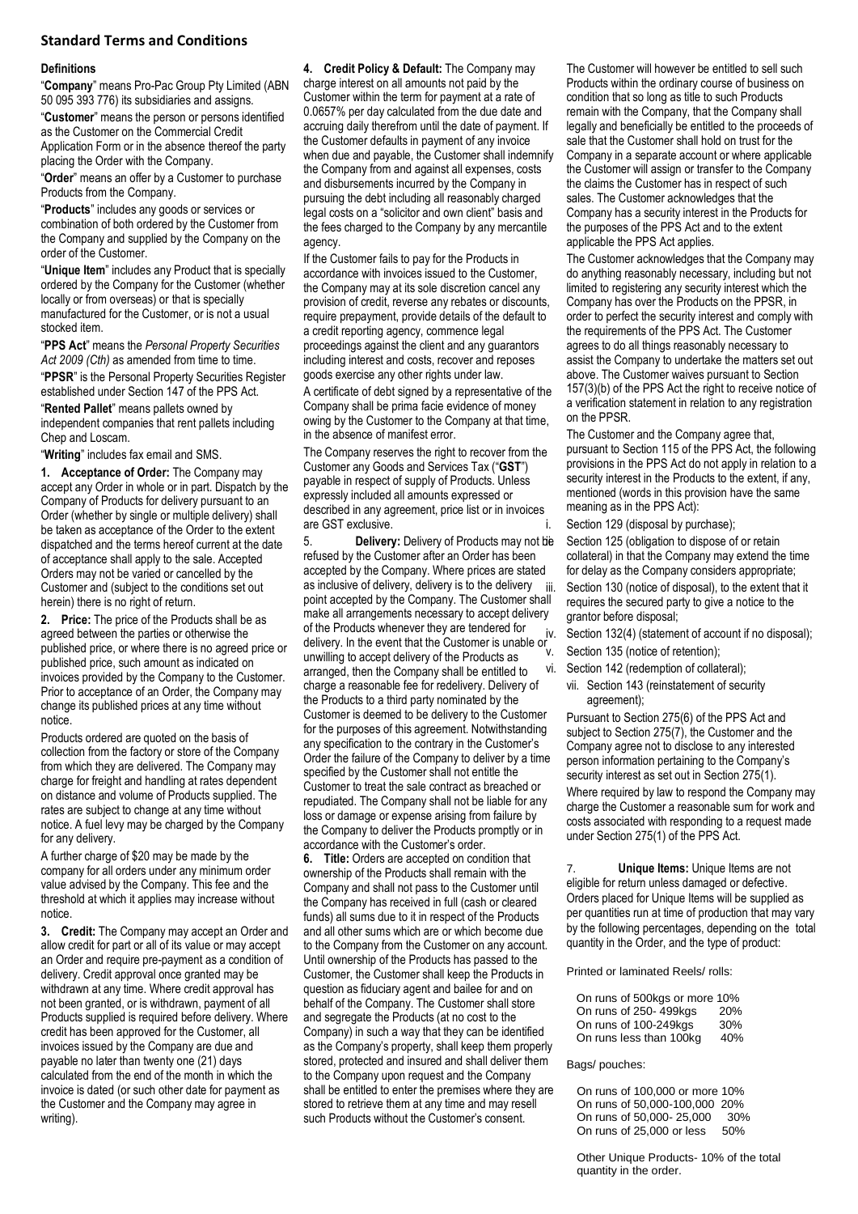## Standard Terms and Conditions

**Definitions**

"**Company**" means Pro-Pac Group Pty Limited (ABN 50 095 393 776) its subsidiaries and assigns.

"**Customer**" means the person or persons identified as the Customer on the Commercial Credit Application Form or in the absence thereof the party placing the Order with the Company.

"**Order**" means an offer by a Customer to purchase Products from the Company.

"**Products**" includes any goods or services or combination of both ordered by the Customer from the Company and supplied by the Company on the order of the Customer.

"**Unique Item**" includes any Product that is specially ordered by the Company for the Customer (whether locally or from overseas) or that is specially manufactured for the Customer, or is not a usual stocked item.

"**PPS Act**" means the *Personal Property Securities Act 2009 (Cth)* as amended from time to time.

"**PPSR**" is the Personal Property Securities Register established under Section 147 of the PPS Act.

"**Rented Pallet**" means pallets owned by independent companies that rent pallets including Chep and Loscam.

"**Writing**" includes fax email and SMS.

**1. Acceptance of Order:** The Company may accept any Order in whole or in part. Dispatch by the Company of Products for delivery pursuant to an Order (whether by single or multiple delivery) shall be taken as acceptance of the Order to the extent dispatched and the terms hereof current at the date of acceptance shall apply to the sale. Accepted Orders may not be varied or cancelled by the Customer and (subject to the conditions set out herein) there is no right of return.

**2. Price:** The price of the Products shall be as agreed between the parties or otherwise the published price, or where there is no agreed price or published price, such amount as indicated on invoices provided by the Company to the Customer. Prior to acceptance of an Order, the Company may change its published prices at any time without notice.

Products ordered are quoted on the basis of collection from the factory or store of the Company from which they are delivered. The Company may charge for freight and handling at rates dependent on distance and volume of Products supplied. The rates are subject to change at any time without notice. A fuel levy may be charged by the Company for any delivery.

A further charge of $20 may be made by the company for all orders under any minimum order value advised by the Company. This fee and the threshold at which it applies may increase without notice.

**3. Credit:** The Company may accept an Order and allow credit for part or all of its value or may accept an Order and require pre-payment as a condition of delivery. Credit approval once granted may be withdrawn at any time. Where credit approval has not been granted, or is withdrawn, payment of all Products supplied is required before delivery. Where credit has been approved for the Customer, all invoices issued by the Company are due and payable no later than twenty one (21) days calculated from the end of the month in which the invoice is dated (or such other date for payment as the Customer and the Company may agree in writing).

**4. Credit Policy & Default:** The Company may charge interest on all amounts not paid by the Customer within the term for payment at a rate of 0.0657% per day calculated from the due date and accruing daily therefrom until the date of payment. If the Customer defaults in payment of any invoice when due and payable, the Customer shall indemnify the Company from and against all expenses, costs and disbursements incurred by the Company in pursuing the debt including all reasonably charged legal costs on a "solicitor and own client" basis and the fees charged to the Company by any mercantile agency.

If the Customer fails to pay for the Products in accordance with invoices issued to the Customer, the Company may at its sole discretion cancel any provision of credit, reverse any rebates or discounts, require prepayment, provide details of the default to a credit reporting agency, commence legal proceedings against the client and any guarantors including interest and costs, recover and reposes goods exercise any other rights under law.

A certificate of debt signed by a representative of the Company shall be prima facie evidence of money owing by the Customer to the Company at that time, in the absence of manifest error.

The Company reserves the right to recover from the Customer any Goods and Services Tax ("**GST**") payable in respect of supply of Products. Unless expressly included all amounts expressed or described in any agreement, price list or in invoices are GST exclusive.

**5. Delivery:** Delivery of Products may not be refused by the Customer after an Order has been accepted by the Company. Where prices are stated as inclusive of delivery, delivery is to the delivery point accepted by the Company. The Customer shall make all arrangements necessary to accept delivery of the Products whenever they are tendered for delivery. In the event that the Customer is unable or unwilling to accept delivery of the Products as arranged, then the Company shall be entitled to charge a reasonable fee for redelivery. Delivery of the Products to a third party nominated by the Customer is deemed to be delivery to the Customer for the purposes of this agreement. Notwithstanding any specification to the contrary in the Customer's Order the failure of the Company to deliver by a time specified by the Customer shall not entitle the Customer to treat the sale contract as breached or repudiated. The Company shall not be liable for any loss or damage or expense arising from failure by the Company to deliver the Products promptly or in accordance with the Customer's order.

**6. Title:** Orders are accepted on condition that ownership of the Products shall remain with the Company and shall not pass to the Customer until the Company has received in full (cash or cleared funds) all sums due to it in respect of the Products and all other sums which are or which become due to the Company from the Customer on any account. Until ownership of the Products has passed to the Customer, the Customer shall keep the Products in question as fiduciary agent and bailee for and on behalf of the Company. The Customer shall store and segregate the Products (at no cost to the Company) in such a way that they can be identified as the Company's property, shall keep them properly stored, protected and insured and shall deliver them to the Company upon request and the Company shall be entitled to enter the premises where they are stored to retrieve them at any time and may resell such Products without the Customer's consent.

The Customer will however be entitled to sell such Products within the ordinary course of business on condition that so long as title to such Products remain with the Company, that the Company shall legally and beneficially be entitled to the proceeds of sale that the Customer shall hold on trust for the Company in a separate account or where applicable the Customer will assign or transfer to the Company the claims the Customer has in respect of such sales. The Customer acknowledges that the Company has a security interest in the Products for the purposes of the PPS Act and to the extent applicable the PPS Act applies.

The Customer acknowledges that the Company may do anything reasonably necessary, including but not limited to registering any security interest which the Company has over the Products on the PPSR, in order to perfect the security interest and comply with the requirements of the PPS Act. The Customer agrees to do all things reasonably necessary to assist the Company to undertake the matters set out above. The Customer waives pursuant to Section 157(3)(b) of the PPS Act the right to receive notice of a verification statement in relation to any registration on the PPSR.

The Customer and the Company agree that, pursuant to Section 115 of the PPS Act, the following provisions in the PPS Act do not apply in relation to a security interest in the Products to the extent, if any, mentioned (words in this provision have the same meaning as in the PPS Act):

i. Section 129 (disposal by purchase);
ii. Section 125 (obligation to dispose of or retain collateral) in that the Company may extend the time for delay as the Company considers appropriate;
iii. Section 130 (notice of disposal), to the extent that it requires the secured party to give a notice to the grantor before disposal;
iv. Section 132(4) (statement of account if no disposal);
v. Section 135 (notice of retention);
vi. Section 142 (redemption of collateral);
vii. Section 143 (reinstatement of security agreement);

Pursuant to Section 275(6) of the PPS Act and subject to Section 275(7), the Customer and the Company agree not to disclose to any interested person information pertaining to the Company's security interest as set out in Section 275(1).

Where required by law to respond the Company may charge the Customer a reasonable sum for work and costs associated with responding to a request made under Section 275(1) of the PPS Act.

**7. Unique Items:** Unique Items are not eligible for return unless damaged or defective. Orders placed for Unique Items will be supplied as per quantities run at time of production that may vary by the following percentages, depending on the total quantity in the Order, and the type of product:

Printed or laminated Reels/ rolls:

| | |
|---|---|
| On runs of 500kgs or more | 10% |
| On runs of 250- 499kgs | 20% |
| On runs of 100-249kgs | 30% |
| On runs less than 100kg | 40% |

Bags/ pouches:

| | |
|---|---|
| On runs of 100,000 or more | 10% |
| On runs of 50,000-100,000 | 20% |
| On runs of 50,000- 25,000 | 30% |
| On runs of 25,000 or less | 50% |

Other Unique Products- 10% of the total quantity in the order.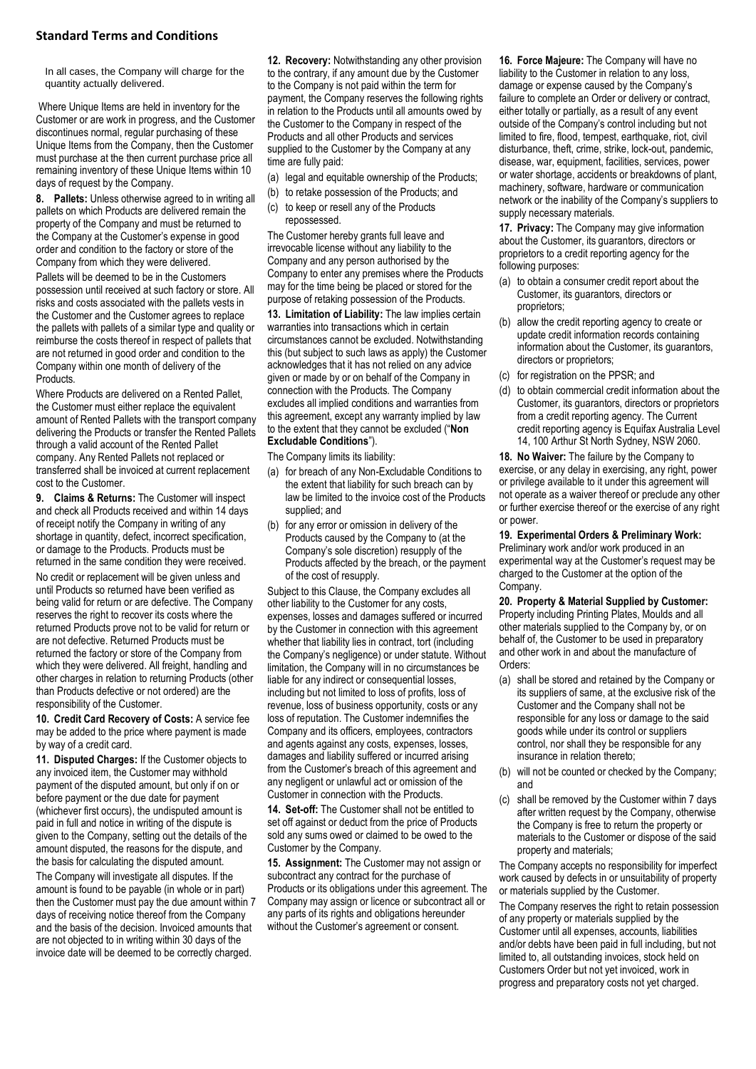## Standard Terms and Conditions

In all cases, the Company will charge for the quantity actually delivered.

Where Unique Items are held in inventory for the Customer or are work in progress, and the Customer discontinues normal, regular purchasing of these Unique Items from the Company, then the Customer must purchase at the then current purchase price all remaining inventory of these Unique Items within 10 days of request by the Company.

**8. Pallets:** Unless otherwise agreed to in writing all pallets on which Products are delivered remain the property of the Company and must be returned to the Company at the Customer's expense in good order and condition to the factory or store of the Company from which they were delivered.

Pallets will be deemed to be in the Customers possession until received at such factory or store. All risks and costs associated with the pallets vests in the Customer and the Customer agrees to replace the pallets with pallets of a similar type and quality or reimburse the costs thereof in respect of pallets that are not returned in good order and condition to the Company within one month of delivery of the Products.

Where Products are delivered on a Rented Pallet, the Customer must either replace the equivalent amount of Rented Pallets with the transport company delivering the Products or transfer the Rented Pallets through a valid account of the Rented Pallet company. Any Rented Pallets not replaced or transferred shall be invoiced at current replacement cost to the Customer.

**9. Claims & Returns:** The Customer will inspect and check all Products received and within 14 days of receipt notify the Company in writing of any shortage in quantity, defect, incorrect specification, or damage to the Products. Products must be returned in the same condition they were received.

No credit or replacement will be given unless and until Products so returned have been verified as being valid for return or are defective. The Company reserves the right to recover its costs where the returned Products prove not to be valid for return or are not defective. Returned Products must be returned the factory or store of the Company from which they were delivered. All freight, handling and other charges in relation to returning Products (other than Products defective or not ordered) are the responsibility of the Customer.

**10. Credit Card Recovery of Costs:** A service fee may be added to the price where payment is made by way of a credit card.

**11. Disputed Charges:** If the Customer objects to any invoiced item, the Customer may withhold payment of the disputed amount, but only if on or before payment or the due date for payment (whichever first occurs), the undisputed amount is paid in full and notice in writing of the dispute is given to the Company, setting out the details of the amount disputed, the reasons for the dispute, and the basis for calculating the disputed amount.

The Company will investigate all disputes. If the amount is found to be payable (in whole or in part) then the Customer must pay the due amount within 7 days of receiving notice thereof from the Company and the basis of the decision. Invoiced amounts that are not objected to in writing within 30 days of the invoice date will be deemed to be correctly charged.

**12. Recovery:** Notwithstanding any other provision to the contrary, if any amount due by the Customer to the Company is not paid within the term for payment, the Company reserves the following rights in relation to the Products until all amounts owed by the Customer to the Company in respect of the Products and all other Products and services supplied to the Customer by the Company at any time are fully paid:

(a) legal and equitable ownership of the Products;
(b) to retake possession of the Products; and
(c) to keep or resell any of the Products repossessed.

The Customer hereby grants full leave and irrevocable license without any liability to the Company and any person authorised by the Company to enter any premises where the Products may for the time being be placed or stored for the purpose of retaking possession of the Products.

**13. Limitation of Liability:** The law implies certain warranties into transactions which in certain circumstances cannot be excluded. Notwithstanding this (but subject to such laws as apply) the Customer acknowledges that it has not relied on any advice given or made by or on behalf of the Company in connection with the Products. The Company excludes all implied conditions and warranties from this agreement, except any warranty implied by law to the extent that they cannot be excluded ("**Non Excludable Conditions**").

The Company limits its liability:

(a) for breach of any Non-Excludable Conditions to the extent that liability for such breach can by law be limited to the invoice cost of the Products supplied; and
(b) for any error or omission in delivery of the Products caused by the Company to (at the Company's sole discretion) resupply of the Products affected by the breach, or the payment of the cost of resupply.

Subject to this Clause, the Company excludes all other liability to the Customer for any costs, expenses, losses and damages suffered or incurred by the Customer in connection with this agreement whether that liability lies in contract, tort (including the Company's negligence) or under statute. Without limitation, the Company will in no circumstances be liable for any indirect or consequential losses, including but not limited to loss of profits, loss of revenue, loss of business opportunity, costs or any loss of reputation. The Customer indemnifies the Company and its officers, employees, contractors and agents against any costs, expenses, losses, damages and liability suffered or incurred arising from the Customer's breach of this agreement and any negligent or unlawful act or omission of the Customer in connection with the Products.

**14. Set-off:** The Customer shall not be entitled to set off against or deduct from the price of Products sold any sums owed or claimed to be owed to the Customer by the Company.

**15. Assignment:** The Customer may not assign or subcontract any contract for the purchase of Products or its obligations under this agreement. The Company may assign or licence or subcontract all or any parts of its rights and obligations hereunder without the Customer's agreement or consent.

**16. Force Majeure:** The Company will have no liability to the Customer in relation to any loss, damage or expense caused by the Company's failure to complete an Order or delivery or contract, either totally or partially, as a result of any event outside of the Company's control including but not limited to fire, flood, tempest, earthquake, riot, civil disturbance, theft, crime, strike, lock-out, pandemic, disease, war, equipment, facilities, services, power or water shortage, accidents or breakdowns of plant, machinery, software, hardware or communication network or the inability of the Company's suppliers to supply necessary materials.

**17. Privacy:** The Company may give information about the Customer, its guarantors, directors or proprietors to a credit reporting agency for the following purposes:

(a) to obtain a consumer credit report about the Customer, its guarantors, directors or proprietors;
(b) allow the credit reporting agency to create or update credit information records containing information about the Customer, its guarantors, directors or proprietors;
(c) for registration on the PPSR; and
(d) to obtain commercial credit information about the Customer, its guarantors, directors or proprietors from a credit reporting agency. The Current credit reporting agency is Equifax Australia Level 14, 100 Arthur St North Sydney, NSW 2060.

**18. No Waiver:** The failure by the Company to exercise, or any delay in exercising, any right, power or privilege available to it under this agreement will not operate as a waiver thereof or preclude any other or further exercise thereof or the exercise of any right or power.

**19. Experimental Orders & Preliminary Work:** Preliminary work and/or work produced in an experimental way at the Customer's request may be charged to the Customer at the option of the Company.

**20. Property & Material Supplied by Customer:** Property including Printing Plates, Moulds and all other materials supplied to the Company by, or on behalf of, the Customer to be used in preparatory and other work in and about the manufacture of Orders:

(a) shall be stored and retained by the Company or its suppliers of same, at the exclusive risk of the Customer and the Company shall not be responsible for any loss or damage to the said goods while under its control or suppliers control, nor shall they be responsible for any insurance in relation thereto;
(b) will not be counted or checked by the Company; and
(c) shall be removed by the Customer within 7 days after written request by the Company, otherwise the Company is free to return the property or materials to the Customer or dispose of the said property and materials;

The Company accepts no responsibility for imperfect work caused by defects in or unsuitability of property or materials supplied by the Customer.

The Company reserves the right to retain possession of any property or materials supplied by the Customer until all expenses, accounts, liabilities and/or debts have been paid in full including, but not limited to, all outstanding invoices, stock held on Customers Order but not yet invoiced, work in progress and preparatory costs not yet charged.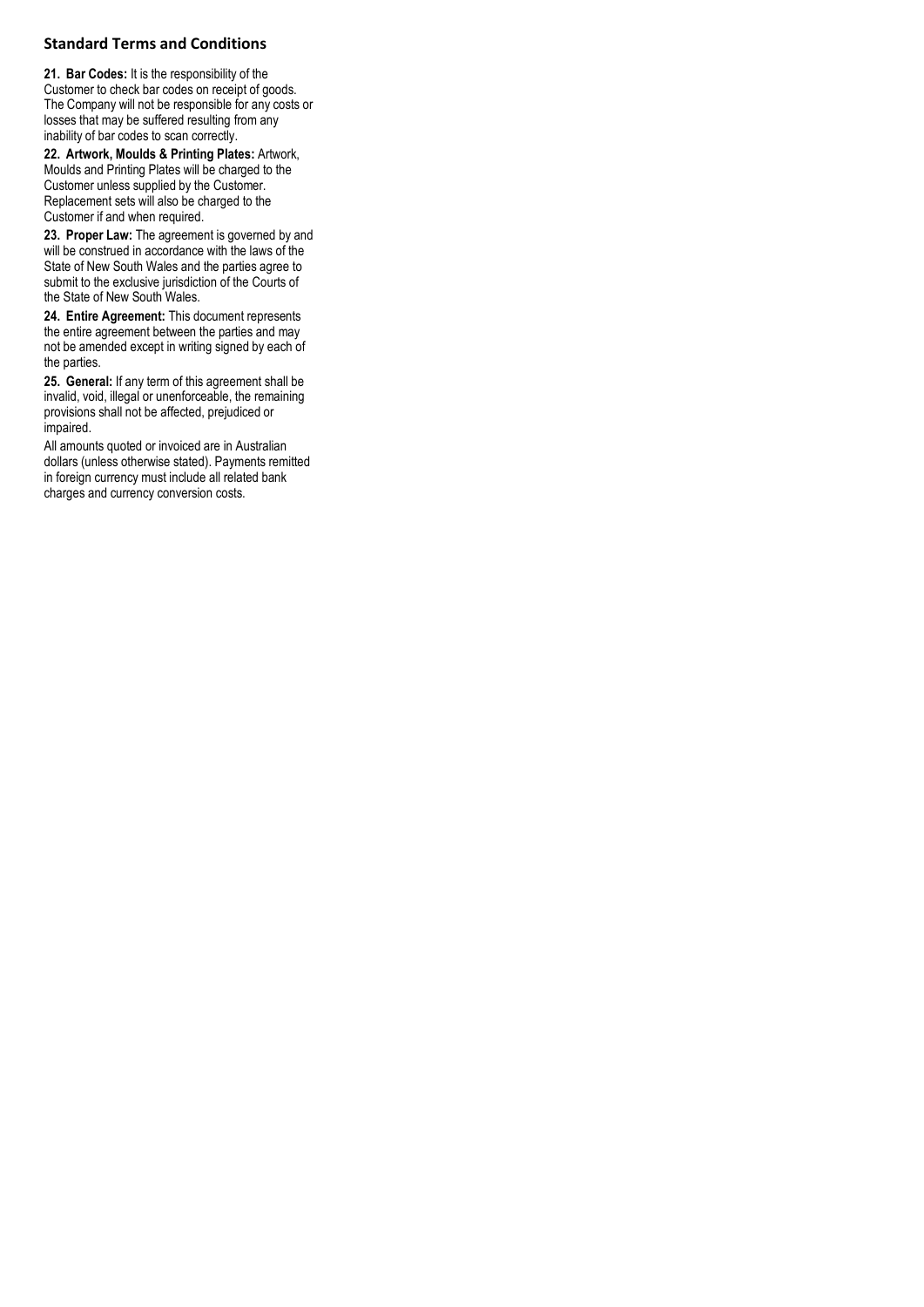## Standard Terms and Conditions

**21. Bar Codes:** It is the responsibility of the Customer to check bar codes on receipt of goods. The Company will not be responsible for any costs or losses that may be suffered resulting from any inability of bar codes to scan correctly.

**22. Artwork, Moulds & Printing Plates:** Artwork, Moulds and Printing Plates will be charged to the Customer unless supplied by the Customer. Replacement sets will also be charged to the Customer if and when required.

**23. Proper Law:** The agreement is governed by and will be construed in accordance with the laws of the State of New South Wales and the parties agree to submit to the exclusive jurisdiction of the Courts of the State of New South Wales.

**24. Entire Agreement:** This document represents the entire agreement between the parties and may not be amended except in writing signed by each of the parties.

**25. General:** If any term of this agreement shall be invalid, void, illegal or unenforceable, the remaining provisions shall not be affected, prejudiced or impaired.

All amounts quoted or invoiced are in Australian dollars (unless otherwise stated). Payments remitted in foreign currency must include all related bank charges and currency conversion costs.